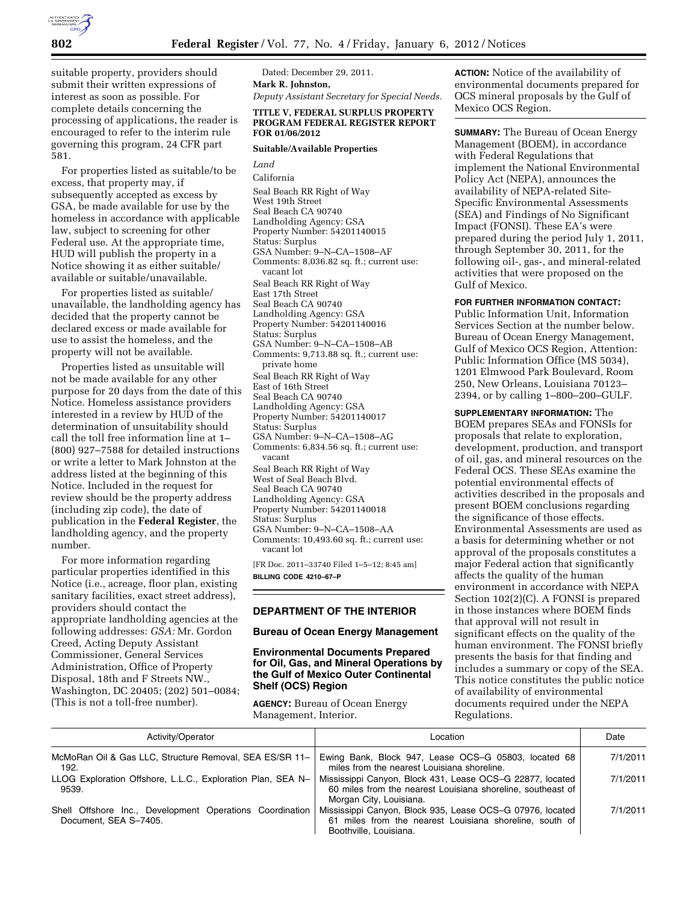suitable property, providers should submit their written expressions of interest as soon as possible. For complete details concerning the processing of applications, the reader is encouraged to refer to the interim rule governing this program, 24 CFR part 581.

For properties listed as suitable/to be excess, that property may, if subsequently accepted as excess by GSA, be made available for use by the homeless in accordance with applicable law, subject to screening for other Federal use. At the appropriate time, HUD will publish the property in a Notice showing it as either suitable/available or suitable/unavailable.

For properties listed as suitable/unavailable, the landholding agency has decided that the property cannot be declared excess or made available for use to assist the homeless, and the property will not be available.

Properties listed as unsuitable will not be made available for any other purpose for 20 days from the date of this Notice. Homeless assistance providers interested in a review by HUD of the determination of unsuitability should call the toll free information line at 1–(800) 927–7588 for detailed instructions or write a letter to Mark Johnston at the address listed at the beginning of this Notice. Included in the request for review should be the property address (including zip code), the date of publication in the **Federal Register**, the landholding agency, and the property number.

For more information regarding particular properties identified in this Notice (i.e., acreage, floor plan, existing sanitary facilities, exact street address), providers should contact the appropriate landholding agencies at the following addresses: *GSA:* Mr. Gordon Creed, Acting Deputy Assistant Commissioner, General Services Administration, Office of Property Disposal, 18th and F Streets NW., Washington, DC 20405; (202) 501–0084; (This is not a toll-free number).

Dated: December 29, 2011.

**Mark R. Johnston,**

*Deputy Assistant Secretary for Special Needs.*

**TITLE V, FEDERAL SURPLUS PROPERTY PROGRAM FEDERAL REGISTER REPORT FOR 01/06/2012**

**Suitable/Available Properties**

*Land*

California

Seal Beach RR Right of Way
West 19th Street
Seal Beach CA 90740
Landholding Agency: GSA
Property Number: 54201140015
Status: Surplus
GSA Number: 9–N–CA–1508–AF
Comments: 8,036.82 sq. ft.; current use: vacant lot

Seal Beach RR Right of Way
East 17th Street
Seal Beach CA 90740
Landholding Agency: GSA
Property Number: 54201140016
Status: Surplus
GSA Number: 9–N–CA–1508–AB
Comments: 9,713.88 sq. ft.; current use: private home

Seal Beach RR Right of Way
East of 16th Street
Seal Beach CA 90740
Landholding Agency: GSA
Property Number: 54201140017
Status: Surplus
GSA Number: 9–N–CA–1508–AG
Comments: 6,834.56 sq. ft.; current use: vacant

Seal Beach RR Right of Way
West of Seal Beach Blvd.
Seal Beach CA 90740
Landholding Agency: GSA
Property Number: 54201140018
Status: Surplus
GSA Number: 9–N–CA–1508–AA
Comments: 10,493.60 sq. ft.; current use: vacant lot

[FR Doc. 2011–33740 Filed 1–5–12; 8:45 am]

**BILLING CODE 4210–67–P**

## DEPARTMENT OF THE INTERIOR

### Bureau of Ocean Energy Management

### Environmental Documents Prepared for Oil, Gas, and Mineral Operations by the Gulf of Mexico Outer Continental Shelf (OCS) Region

**AGENCY:** Bureau of Ocean Energy Management, Interior.

**ACTION:** Notice of the availability of environmental documents prepared for OCS mineral proposals by the Gulf of Mexico OCS Region.

**SUMMARY:** The Bureau of Ocean Energy Management (BOEM), in accordance with Federal Regulations that implement the National Environmental Policy Act (NEPA), announces the availability of NEPA-related Site-Specific Environmental Assessments (SEA) and Findings of No Significant Impact (FONSI). These EA's were prepared during the period July 1, 2011, through September 30, 2011, for the following oil-, gas-, and mineral-related activities that were proposed on the Gulf of Mexico.

**FOR FURTHER INFORMATION CONTACT:** Public Information Unit, Information Services Section at the number below. Bureau of Ocean Energy Management, Gulf of Mexico OCS Region, Attention: Public Information Office (MS 5034), 1201 Elmwood Park Boulevard, Room 250, New Orleans, Louisiana 70123–2394, or by calling 1–800–200–GULF.

**SUPPLEMENTARY INFORMATION:** The BOEM prepares SEAs and FONSIs for proposals that relate to exploration, development, production, and transport of oil, gas, and mineral resources on the Federal OCS. These SEAs examine the potential environmental effects of activities described in the proposals and present BOEM conclusions regarding the significance of those effects. Environmental Assessments are used as a basis for determining whether or not approval of the proposals constitutes a major Federal action that significantly affects the quality of the human environment in accordance with NEPA Section 102(2)(C). A FONSI is prepared in those instances where BOEM finds that approval will not result in significant effects on the quality of the human environment. The FONSI briefly presents the basis for that finding and includes a summary or copy of the SEA. This notice constitutes the public notice of availability of environmental documents required under the NEPA Regulations.

| Activity/Operator | Location | Date |
|---|---|---|
| McMoRan Oil & Gas LLC, Structure Removal, SEA ES/SR 11–192. | Ewing Bank, Block 947, Lease OCS–G 05803, located 68 miles from the nearest Louisiana shoreline. | 7/1/2011 |
| LLOG Exploration Offshore, L.L.C., Exploration Plan, SEA N–9539. | Mississippi Canyon, Block 431, Lease OCS–G 22877, located 60 miles from the nearest Louisiana shoreline, southeast of Morgan City, Louisiana. | 7/1/2011 |
| Shell Offshore Inc., Development Operations Coordination Document, SEA S–7405. | Mississippi Canyon, Block 935, Lease OCS–G 07976, located 61 miles from the nearest Louisiana shoreline, south of Boothville, Louisiana. | 7/1/2011 |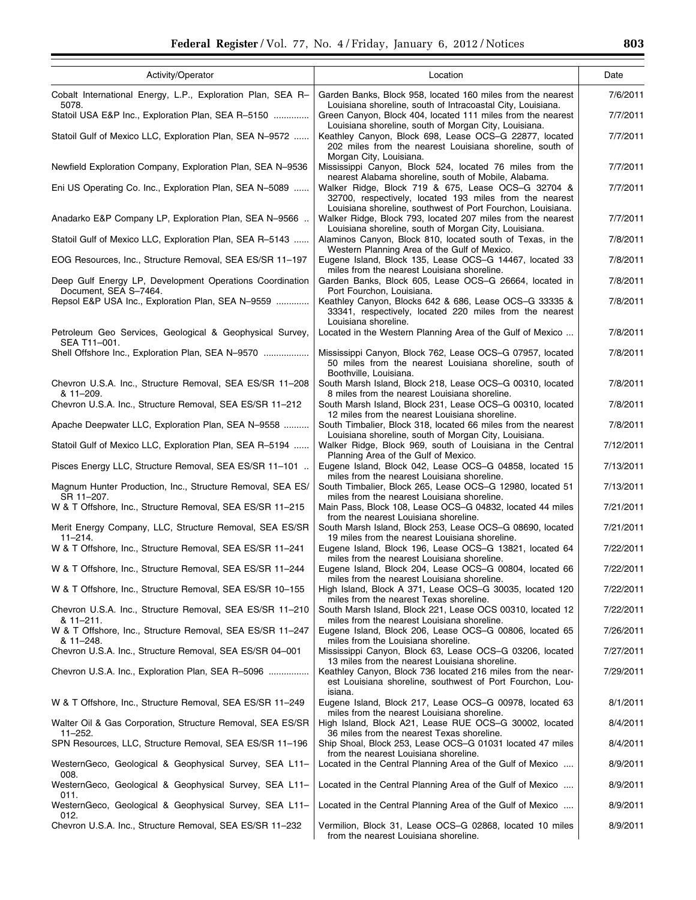| Activity/Operator | Location | Date |
|---|---|---|
| Cobalt International Energy, L.P., Exploration Plan, SEA R–5078. | Garden Banks, Block 958, located 160 miles from the nearest Louisiana shoreline, south of Intracoastal City, Louisiana. | 7/6/2011 |
| Statoil USA E&P Inc., Exploration Plan, SEA R–5150 | Green Canyon, Block 404, located 111 miles from the nearest Louisiana shoreline, south of Morgan City, Louisiana. | 7/7/2011 |
| Statoil Gulf of Mexico LLC, Exploration Plan, SEA N–9572 | Keathley Canyon, Block 698, Lease OCS–G 22877, located 202 miles from the nearest Louisiana shoreline, south of Morgan City, Louisiana. | 7/7/2011 |
| Newfield Exploration Company, Exploration Plan, SEA N–9536 | Mississippi Canyon, Block 524, located 76 miles from the nearest Alabama shoreline, south of Mobile, Alabama. | 7/7/2011 |
| Eni US Operating Co. Inc., Exploration Plan, SEA N–5089 | Walker Ridge, Block 719 & 675, Lease OCS–G 32704 & 32700, respectively, located 193 miles from the nearest Louisiana shoreline, southwest of Port Fourchon, Louisiana. | 7/7/2011 |
| Anadarko E&P Company LP, Exploration Plan, SEA N–9566 | Walker Ridge, Block 793, located 207 miles from the nearest Louisiana shoreline, south of Morgan City, Louisiana. | 7/7/2011 |
| Statoil Gulf of Mexico LLC, Exploration Plan, SEA R–5143 | Alaminos Canyon, Block 810, located south of Texas, in the Western Planning Area of the Gulf of Mexico. | 7/8/2011 |
| EOG Resources, Inc., Structure Removal, SEA ES/SR 11–197 | Eugene Island, Block 135, Lease OCS–G 14467, located 33 miles from the nearest Louisiana shoreline. | 7/8/2011 |
| Deep Gulf Energy LP, Development Operations Coordination Document, SEA S–7464. | Garden Banks, Block 605, Lease OCS–G 26664, located in Port Fourchon, Louisiana. | 7/8/2011 |
| Repsol E&P USA Inc., Exploration Plan, SEA N–9559 | Keathley Canyon, Blocks 642 & 686, Lease OCS–G 33335 & 33341, respectively, located 220 miles from the nearest Louisiana shoreline. | 7/8/2011 |
| Petroleum Geo Services, Geological & Geophysical Survey, SEA T11–001. | Located in the Western Planning Area of the Gulf of Mexico | 7/8/2011 |
| Shell Offshore Inc., Exploration Plan, SEA N–9570 | Mississippi Canyon, Block 762, Lease OCS–G 07957, located 50 miles from the nearest Louisiana shoreline, south of Boothville, Louisiana. | 7/8/2011 |
| Chevron U.S.A. Inc., Structure Removal, SEA ES/SR 11–208 & 11–209. | South Marsh Island, Block 218, Lease OCS–G 00310, located 8 miles from the nearest Louisiana shoreline. | 7/8/2011 |
| Chevron U.S.A. Inc., Structure Removal, SEA ES/SR 11–212 | South Marsh Island, Block 231, Lease OCS–G 00310, located 12 miles from the nearest Louisiana shoreline. | 7/8/2011 |
| Apache Deepwater LLC, Exploration Plan, SEA N–9558 | South Timbalier, Block 318, located 66 miles from the nearest Louisiana shoreline, south of Morgan City, Louisiana. | 7/8/2011 |
| Statoil Gulf of Mexico LLC, Exploration Plan, SEA R–5194 | Walker Ridge, Block 969, south of Louisiana in the Central Planning Area of the Gulf of Mexico. | 7/12/2011 |
| Pisces Energy LLC, Structure Removal, SEA ES/SR 11–101 | Eugene Island, Block 042, Lease OCS–G 04858, located 15 miles from the nearest Louisiana shoreline. | 7/13/2011 |
| Magnum Hunter Production, Inc., Structure Removal, SEA ES/SR 11–207. | South Timbalier, Block 265, Lease OCS–G 12980, located 51 miles from the nearest Louisiana shoreline. | 7/13/2011 |
| W & T Offshore, Inc., Structure Removal, SEA ES/SR 11–215 | Main Pass, Block 108, Lease OCS–G 04832, located 44 miles from the nearest Louisiana shoreline. | 7/21/2011 |
| Merit Energy Company, LLC, Structure Removal, SEA ES/SR 11–214. | South Marsh Island, Block 253, Lease OCS–G 08690, located 19 miles from the nearest Louisiana shoreline. | 7/21/2011 |
| W & T Offshore, Inc., Structure Removal, SEA ES/SR 11–241 | Eugene Island, Block 196, Lease OCS–G 13821, located 64 miles from the nearest Louisiana shoreline. | 7/22/2011 |
| W & T Offshore, Inc., Structure Removal, SEA ES/SR 11–244 | Eugene Island, Block 204, Lease OCS–G 00804, located 66 miles from the nearest Louisiana shoreline. | 7/22/2011 |
| W & T Offshore, Inc., Structure Removal, SEA ES/SR 10–155 | High Island, Block A 371, Lease OCS–G 30035, located 120 miles from the nearest Texas shoreline. | 7/22/2011 |
| Chevron U.S.A. Inc., Structure Removal, SEA ES/SR 11–210 & 11–211. | South Marsh Island, Block 221, Lease OCS 00310, located 12 miles from the nearest Louisiana shoreline. | 7/22/2011 |
| W & T Offshore, Inc., Structure Removal, SEA ES/SR 11–247 & 11–248. | Eugene Island, Block 206, Lease OCS–G 00806, located 65 miles from the Louisiana shoreline. | 7/26/2011 |
| Chevron U.S.A. Inc., Structure Removal, SEA ES/SR 04–001 | Mississippi Canyon, Block 63, Lease OCS–G 03206, located 13 miles from the nearest Louisiana shoreline. | 7/27/2011 |
| Chevron U.S.A. Inc., Exploration Plan, SEA R–5096 | Keathley Canyon, Block 736 located 216 miles from the nearest Louisiana shoreline, southwest of Port Fourchon, Louisiana. | 7/29/2011 |
| W & T Offshore, Inc., Structure Removal, SEA ES/SR 11–249 | Eugene Island, Block 217, Lease OCS–G 00978, located 63 miles from the nearest Louisiana shoreline. | 8/1/2011 |
| Walter Oil & Gas Corporation, Structure Removal, SEA ES/SR 11–252. | High Island, Block A21, Lease RUE OCS–G 30002, located 36 miles from the nearest Texas shoreline. | 8/4/2011 |
| SPN Resources, LLC, Structure Removal, SEA ES/SR 11–196 | Ship Shoal, Block 253, Lease OCS–G 01031 located 47 miles from the nearest Louisiana shoreline. | 8/4/2011 |
| WesternGeco, Geological & Geophysical Survey, SEA L11–008. | Located in the Central Planning Area of the Gulf of Mexico | 8/9/2011 |
| WesternGeco, Geological & Geophysical Survey, SEA L11–011. | Located in the Central Planning Area of the Gulf of Mexico | 8/9/2011 |
| WesternGeco, Geological & Geophysical Survey, SEA L11–012. | Located in the Central Planning Area of the Gulf of Mexico | 8/9/2011 |
| Chevron U.S.A. Inc., Structure Removal, SEA ES/SR 11–232 | Vermilion, Block 31, Lease OCS–G 02868, located 10 miles from the nearest Louisiana shoreline. | 8/9/2011 |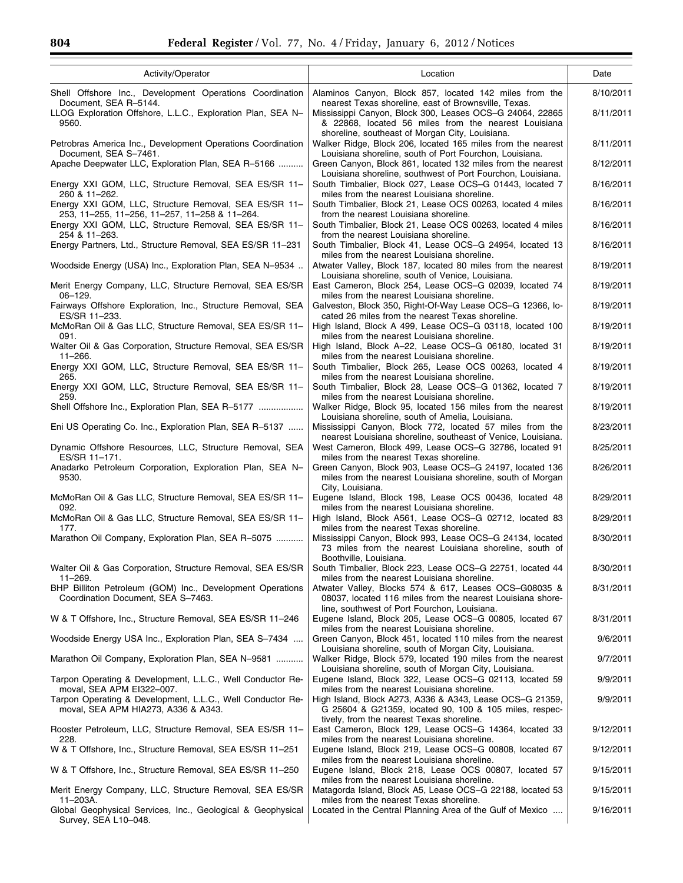| Activity/Operator | Location | Date |
|---|---|---|
| Shell Offshore Inc., Development Operations Coordination Document, SEA R–5144. | Alaminos Canyon, Block 857, located 142 miles from the nearest Texas shoreline, east of Brownsville, Texas. | 8/10/2011 |
| LLOG Exploration Offshore, L.L.C., Exploration Plan, SEA N–9560. | Mississippi Canyon, Block 300, Leases OCS–G 24064, 22865 & 22868, located 56 miles from the nearest Louisiana shoreline, southeast of Morgan City, Louisiana. | 8/11/2011 |
| Petrobras America Inc., Development Operations Coordination Document, SEA S–7461. | Walker Ridge, Block 206, located 165 miles from the nearest Louisiana shoreline, south of Port Fourchon, Louisiana. | 8/11/2011 |
| Apache Deepwater LLC, Exploration Plan, SEA R–5166 | Green Canyon, Block 861, located 132 miles from the nearest Louisiana shoreline, southwest of Port Fourchon, Louisiana. | 8/12/2011 |
| Energy XXI GOM, LLC, Structure Removal, SEA ES/SR 11–260 & 11–262. | South Timbalier, Block 027, Lease OCS–G 01443, located 7 miles from the nearest Louisiana shoreline. | 8/16/2011 |
| Energy XXI GOM, LLC, Structure Removal, SEA ES/SR 11–253, 11–255, 11–256, 11–257, 11–258 & 11–264. | South Timbalier, Block 21, Lease OCS 00263, located 4 miles from the nearest Louisiana shoreline. | 8/16/2011 |
| Energy XXI GOM, LLC, Structure Removal, SEA ES/SR 11–254 & 11–263. | South Timbalier, Block 21, Lease OCS 00263, located 4 miles from the nearest Louisiana shoreline. | 8/16/2011 |
| Energy Partners, Ltd., Structure Removal, SEA ES/SR 11–231 | South Timbalier, Block 41, Lease OCS–G 24954, located 13 miles from the nearest Louisiana shoreline. | 8/16/2011 |
| Woodside Energy (USA) Inc., Exploration Plan, SEA N–9534 | Atwater Valley, Block 187, located 80 miles from the nearest Louisiana shoreline, south of Venice, Louisiana. | 8/19/2011 |
| Merit Energy Company, LLC, Structure Removal, SEA ES/SR 06–129. | East Cameron, Block 254, Lease OCS–G 02039, located 74 miles from the nearest Louisiana shoreline. | 8/19/2011 |
| Fairways Offshore Exploration, Inc., Structure Removal, SEA ES/SR 11–233. | Galveston, Block 350, Right-Of-Way Lease OCS–G 12366, located 26 miles from the nearest Texas shoreline. | 8/19/2011 |
| McMoRan Oil & Gas LLC, Structure Removal, SEA ES/SR 11–091. | High Island, Block A 499, Lease OCS–G 03118, located 100 miles from the nearest Louisiana shoreline. | 8/19/2011 |
| Walter Oil & Gas Corporation, Structure Removal, SEA ES/SR 11–266. | High Island, Block A–22, Lease OCS–G 06180, located 31 miles from the nearest Louisiana shoreline. | 8/19/2011 |
| Energy XXI GOM, LLC, Structure Removal, SEA ES/SR 11–265. | South Timbalier, Block 265, Lease OCS 00263, located 4 miles from the nearest Louisiana shoreline. | 8/19/2011 |
| Energy XXI GOM, LLC, Structure Removal, SEA ES/SR 11–259. | South Timbalier, Block 28, Lease OCS–G 01362, located 7 miles from the nearest Louisiana shoreline. | 8/19/2011 |
| Shell Offshore Inc., Exploration Plan, SEA R–5177 | Walker Ridge, Block 95, located 156 miles from the nearest Louisiana shoreline, south of Amelia, Louisiana. | 8/19/2011 |
| Eni US Operating Co. Inc., Exploration Plan, SEA R–5137 | Mississippi Canyon, Block 772, located 57 miles from the nearest Louisiana shoreline, southeast of Venice, Louisiana. | 8/23/2011 |
| Dynamic Offshore Resources, LLC, Structure Removal, SEA ES/SR 11–171. | West Cameron, Block 499, Lease OCS–G 32786, located 91 miles from the nearest Texas shoreline. | 8/25/2011 |
| Anadarko Petroleum Corporation, Exploration Plan, SEA N–9530. | Green Canyon, Block 903, Lease OCS–G 24197, located 136 miles from the nearest Louisiana shoreline, south of Morgan City, Louisiana. | 8/26/2011 |
| McMoRan Oil & Gas LLC, Structure Removal, SEA ES/SR 11–092. | Eugene Island, Block 198, Lease OCS 00436, located 48 miles from the nearest Louisiana shoreline. | 8/29/2011 |
| McMoRan Oil & Gas LLC, Structure Removal, SEA ES/SR 11–177. | High Island, Block A561, Lease OCS–G 02712, located 83 miles from the nearest Texas shoreline. | 8/29/2011 |
| Marathon Oil Company, Exploration Plan, SEA R–5075 | Mississippi Canyon, Block 993, Lease OCS–G 24134, located 73 miles from the nearest Louisiana shoreline, south of Boothville, Louisiana. | 8/30/2011 |
| Walter Oil & Gas Corporation, Structure Removal, SEA ES/SR 11–269. | South Timbalier, Block 223, Lease OCS–G 22751, located 44 miles from the nearest Louisiana shoreline. | 8/30/2011 |
| BHP Billiton Petroleum (GOM) Inc., Development Operations Coordination Document, SEA S–7463. | Atwater Valley, Blocks 574 & 617, Leases OCS–G08035 & 08037, located 116 miles from the nearest Louisiana shoreline, southwest of Port Fourchon, Louisiana. | 8/31/2011 |
| W & T Offshore, Inc., Structure Removal, SEA ES/SR 11–246 | Eugene Island, Block 205, Lease OCS–G 00805, located 67 miles from the nearest Louisiana shoreline. | 8/31/2011 |
| Woodside Energy USA Inc., Exploration Plan, SEA S–7434 | Green Canyon, Block 451, located 110 miles from the nearest Louisiana shoreline, south of Morgan City, Louisiana. | 9/6/2011 |
| Marathon Oil Company, Exploration Plan, SEA N–9581 | Walker Ridge, Block 579, located 190 miles from the nearest Louisiana shoreline, south of Morgan City, Louisiana. | 9/7/2011 |
| Tarpon Operating & Development, L.L.C., Well Conductor Removal, SEA APM EI322–007. | Eugene Island, Block 322, Lease OCS–G 02113, located 59 miles from the nearest Louisiana shoreline. | 9/9/2011 |
| Tarpon Operating & Development, L.L.C., Well Conductor Removal, SEA APM HIA273, A336 & A343. | High Island, Block A273, A336 & A343, Lease OCS–G 21359, G 25604 & G21359, located 90, 100 & 105 miles, respectively, from the nearest Texas shoreline. | 9/9/2011 |
| Rooster Petroleum, LLC, Structure Removal, SEA ES/SR 11–228. | East Cameron, Block 129, Lease OCS–G 14364, located 33 miles from the nearest Louisiana shoreline. | 9/12/2011 |
| W & T Offshore, Inc., Structure Removal, SEA ES/SR 11–251 | Eugene Island, Block 219, Lease OCS–G 00808, located 67 miles from the nearest Louisiana shoreline. | 9/12/2011 |
| W & T Offshore, Inc., Structure Removal, SEA ES/SR 11–250 | Eugene Island, Block 218, Lease OCS 00807, located 57 miles from the nearest Louisiana shoreline. | 9/15/2011 |
| Merit Energy Company, LLC, Structure Removal, SEA ES/SR 11–203A. | Matagorda Island, Block A5, Lease OCS–G 22188, located 53 miles from the nearest Texas shoreline. | 9/15/2011 |
| Global Geophysical Services, Inc., Geological & Geophysical Survey, SEA L10–048. | Located in the Central Planning Area of the Gulf of Mexico | 9/16/2011 |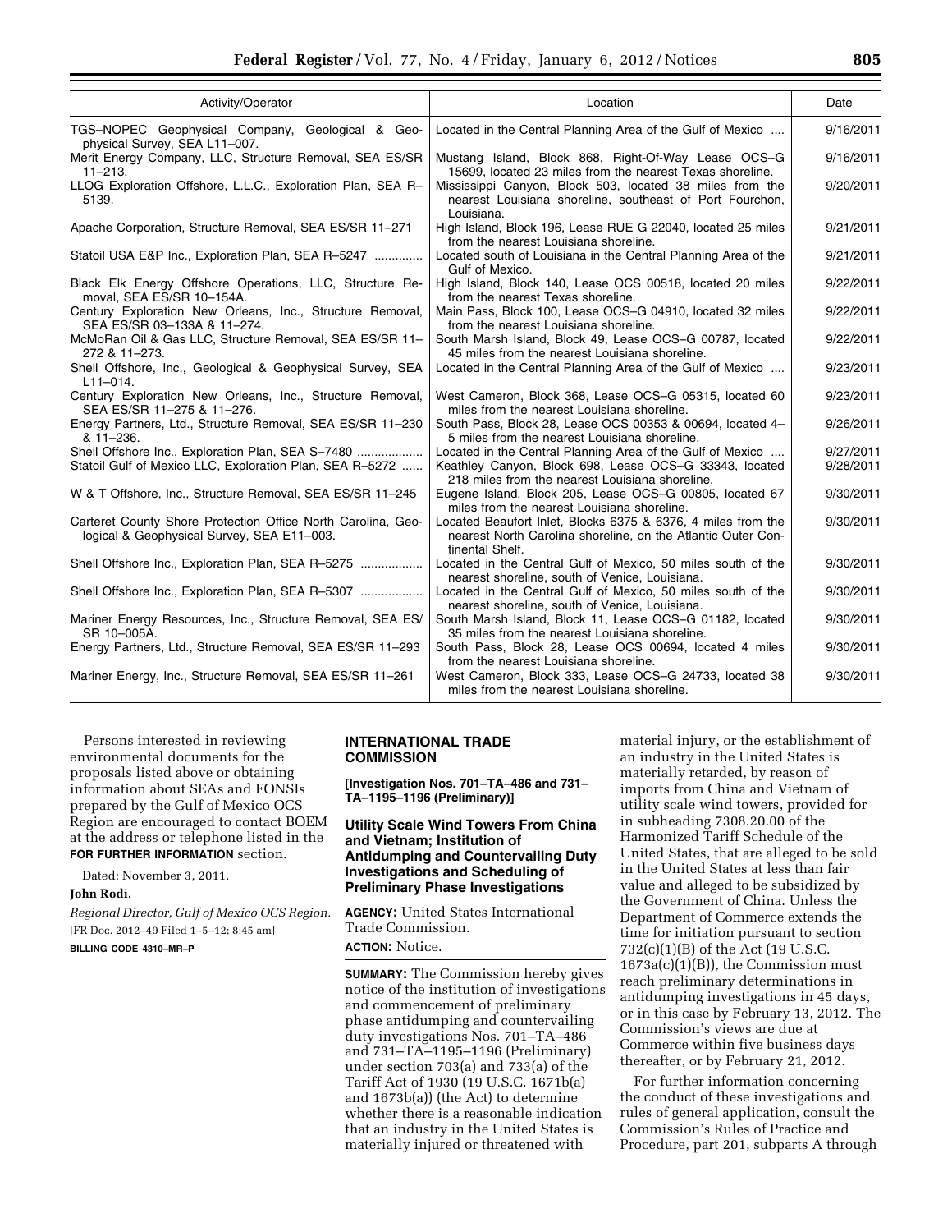| Activity/Operator | Location | Date |
| --- | --- | --- |
| TGS–NOPEC Geophysical Company, Geological & Geophysical Survey, SEA L11–007. | Located in the Central Planning Area of the Gulf of Mexico .... | 9/16/2011 |
| Merit Energy Company, LLC, Structure Removal, SEA ES/SR 11–213. | Mustang Island, Block 868, Right-Of-Way Lease OCS–G 15699, located 23 miles from the nearest Texas shoreline. | 9/16/2011 |
| LLOG Exploration Offshore, L.L.C., Exploration Plan, SEA R–5139. | Mississippi Canyon, Block 503, located 38 miles from the nearest Louisiana shoreline, southeast of Port Fourchon, Louisiana. | 9/20/2011 |
| Apache Corporation, Structure Removal, SEA ES/SR 11–271 | High Island, Block 196, Lease RUE G 22040, located 25 miles from the nearest Louisiana shoreline. | 9/21/2011 |
| Statoil USA E&P Inc., Exploration Plan, SEA R–5247 ............. | Located south of Louisiana in the Central Planning Area of the Gulf of Mexico. | 9/21/2011 |
| Black Elk Energy Offshore Operations, LLC, Structure Removal, SEA ES/SR 10–154A. | High Island, Block 140, Lease OCS 00518, located 20 miles from the nearest Texas shoreline. | 9/22/2011 |
| Century Exploration New Orleans, Inc., Structure Removal, SEA ES/SR 03–133A & 11–274. | Main Pass, Block 100, Lease OCS–G 04910, located 32 miles from the nearest Louisiana shoreline. | 9/22/2011 |
| McMoRan Oil & Gas LLC, Structure Removal, SEA ES/SR 11–272 & 11–273. | South Marsh Island, Block 49, Lease OCS–G 00787, located 45 miles from the nearest Louisiana shoreline. | 9/22/2011 |
| Shell Offshore, Inc., Geological & Geophysical Survey, SEA L11–014. | Located in the Central Planning Area of the Gulf of Mexico .... | 9/23/2011 |
| Century Exploration New Orleans, Inc., Structure Removal, SEA ES/SR 11–275 & 11–276. | West Cameron, Block 368, Lease OCS–G 05315, located 60 miles from the nearest Louisiana shoreline. | 9/23/2011 |
| Energy Partners, Ltd., Structure Removal, SEA ES/SR 11–230 & 11–236. | South Pass, Block 28, Lease OCS 00353 & 00694, located 4–5 miles from the nearest Louisiana shoreline. | 9/26/2011 |
| Shell Offshore Inc., Exploration Plan, SEA S–7480 .................. | Located in the Central Planning Area of the Gulf of Mexico .... | 9/27/2011 |
| Statoil Gulf of Mexico LLC, Exploration Plan, SEA R–5272 ...... | Keathley Canyon, Block 698, Lease OCS–G 33343, located 218 miles from the nearest Louisiana shoreline. | 9/28/2011 |
| W & T Offshore, Inc., Structure Removal, SEA ES/SR 11–245 | Eugene Island, Block 205, Lease OCS–G 00805, located 67 miles from the nearest Louisiana shoreline. | 9/30/2011 |
| Carteret County Shore Protection Office North Carolina, Geological & Geophysical Survey, SEA E11–003. | Located Beaufort Inlet, Blocks 6375 & 6376, 4 miles from the nearest North Carolina shoreline, on the Atlantic Outer Continental Shelf. | 9/30/2011 |
| Shell Offshore Inc., Exploration Plan, SEA R–5275 ................. | Located in the Central Gulf of Mexico, 50 miles south of the nearest shoreline, south of Venice, Louisiana. | 9/30/2011 |
| Shell Offshore Inc., Exploration Plan, SEA R–5307 ................. | Located in the Central Gulf of Mexico, 50 miles south of the nearest shoreline, south of Venice, Louisiana. | 9/30/2011 |
| Mariner Energy Resources, Inc., Structure Removal, SEA ES/SR 10–005A. | South Marsh Island, Block 11, Lease OCS–G 01182, located 35 miles from the nearest Louisiana shoreline. | 9/30/2011 |
| Energy Partners, Ltd., Structure Removal, SEA ES/SR 11–293 | South Pass, Block 28, Lease OCS 00694, located 4 miles from the nearest Louisiana shoreline. | 9/30/2011 |
| Mariner Energy, Inc., Structure Removal, SEA ES/SR 11–261 | West Cameron, Block 333, Lease OCS–G 24733, located 38 miles from the nearest Louisiana shoreline. | 9/30/2011 |

Persons interested in reviewing environmental documents for the proposals listed above or obtaining information about SEAs and FONSIs prepared by the Gulf of Mexico OCS Region are encouraged to contact BOEM at the address or telephone listed in the **FOR FURTHER INFORMATION** section.

Dated: November 3, 2011.

**John Rodi,**

*Regional Director, Gulf of Mexico OCS Region.*

[FR Doc. 2012–49 Filed 1–5–12; 8:45 am]

**BILLING CODE 4310–MR–P**

## INTERNATIONAL TRADE COMMISSION

**[Investigation Nos. 701–TA–486 and 731–TA–1195–1196 (Preliminary)]**

### Utility Scale Wind Towers From China and Vietnam; Institution of Antidumping and Countervailing Duty Investigations and Scheduling of Preliminary Phase Investigations

**AGENCY:** United States International Trade Commission.

**ACTION:** Notice.

**SUMMARY:** The Commission hereby gives notice of the institution of investigations and commencement of preliminary phase antidumping and countervailing duty investigations Nos. 701–TA–486 and 731–TA–1195–1196 (Preliminary) under section 703(a) and 733(a) of the Tariff Act of 1930 (19 U.S.C. 1671b(a) and 1673b(a)) (the Act) to determine whether there is a reasonable indication that an industry in the United States is materially injured or threatened with material injury, or the establishment of an industry in the United States is materially retarded, by reason of imports from China and Vietnam of utility scale wind towers, provided for in subheading 7308.20.00 of the Harmonized Tariff Schedule of the United States, that are alleged to be sold in the United States at less than fair value and alleged to be subsidized by the Government of China. Unless the Department of Commerce extends the time for initiation pursuant to section 732(c)(1)(B) of the Act (19 U.S.C. 1673a(c)(1)(B)), the Commission must reach preliminary determinations in antidumping investigations in 45 days, or in this case by February 13, 2012. The Commission's views are due at Commerce within five business days thereafter, or by February 21, 2012.

For further information concerning the conduct of these investigations and rules of general application, consult the Commission's Rules of Practice and Procedure, part 201, subparts A through